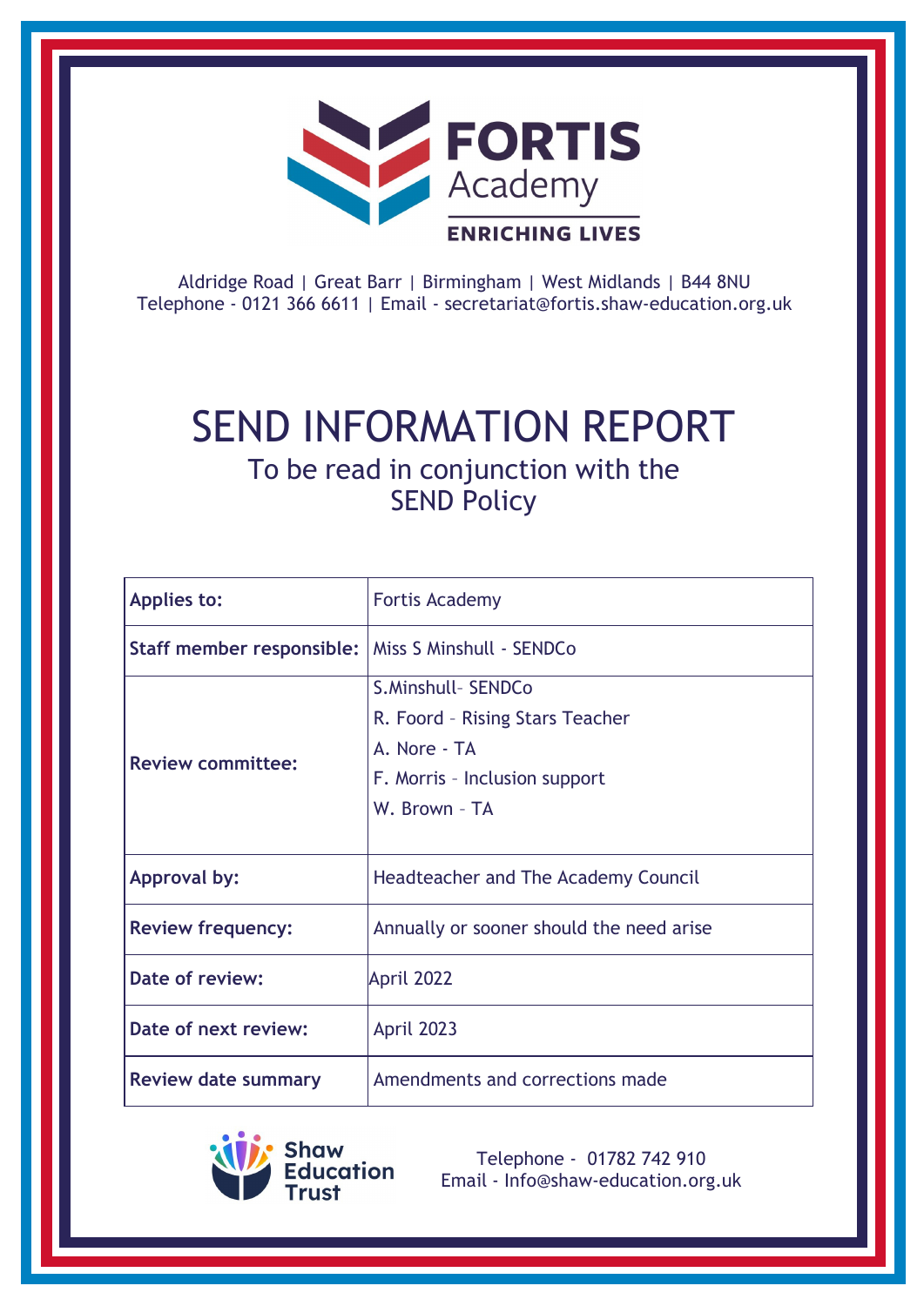FORTIS Academy

ENRICHING LIVES

Aldridge Road | Great Barr | Birmingham | West Midlands | B44 8NU
Telephone - 0121 366 6611 | Email - secretariat@fortis.shaw-education.org.uk

# SEND INFORMATION REPORT

## To be read in conjunction with the SEND Policy

| | |
|---|---|
| **Applies to:** | Fortis Academy |
| **Staff member responsible:** | Miss S Minshull - SENDCo |
| **Review committee:** | S.Minshull– SENDCo<br>R. Foord – Rising Stars Teacher<br>A. Nore - TA<br>F. Morris – Inclusion support<br>W. Brown – TA |
| **Approval by:** | Headteacher and The Academy Council |
| **Review frequency:** | Annually or sooner should the need arise |
| **Date of review:** | April 2022 |
| **Date of next review:** | April 2023 |
| **Review date summary** | Amendments and corrections made |

Shaw Education Trust

Telephone - 01782 742 910
Email - Info@shaw-education.org.uk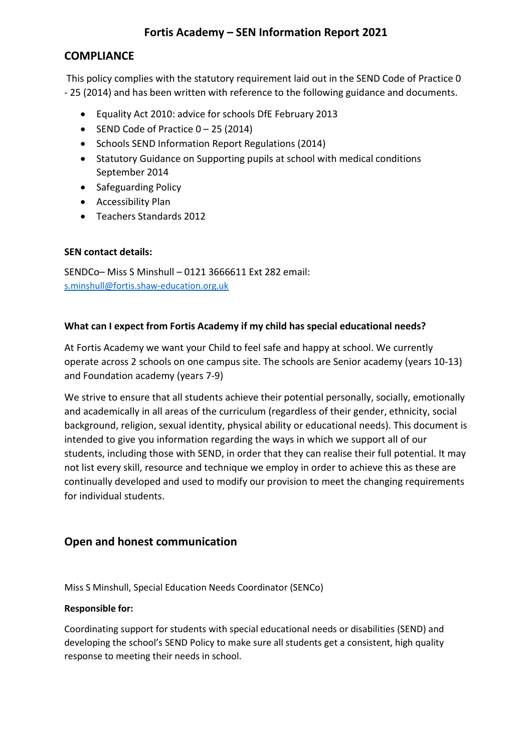# Fortis Academy – SEN Information Report 2021

## COMPLIANCE

This policy complies with the statutory requirement laid out in the SEND Code of Practice 0 - 25 (2014) and has been written with reference to the following guidance and documents.

- Equality Act 2010: advice for schools DfE February 2013
- SEND Code of Practice 0 – 25 (2014)
- Schools SEND Information Report Regulations (2014)
- Statutory Guidance on Supporting pupils at school with medical conditions September 2014
- Safeguarding Policy
- Accessibility Plan
- Teachers Standards 2012

**SEN contact details:**

SENDCo– Miss S Minshull – 0121 3666611 Ext 282 email: s.minshull@fortis.shaw-education.org.uk

**What can I expect from Fortis Academy if my child has special educational needs?**

At Fortis Academy we want your Child to feel safe and happy at school. We currently operate across 2 schools on one campus site. The schools are Senior academy (years 10-13) and Foundation academy (years 7-9)

We strive to ensure that all students achieve their potential personally, socially, emotionally and academically in all areas of the curriculum (regardless of their gender, ethnicity, social background, religion, sexual identity, physical ability or educational needs). This document is intended to give you information regarding the ways in which we support all of our students, including those with SEND, in order that they can realise their full potential. It may not list every skill, resource and technique we employ in order to achieve this as these are continually developed and used to modify our provision to meet the changing requirements for individual students.

## Open and honest communication

Miss S Minshull, Special Education Needs Coordinator (SENCo)

**Responsible for:**

Coordinating support for students with special educational needs or disabilities (SEND) and developing the school's SEND Policy to make sure all students get a consistent, high quality response to meeting their needs in school.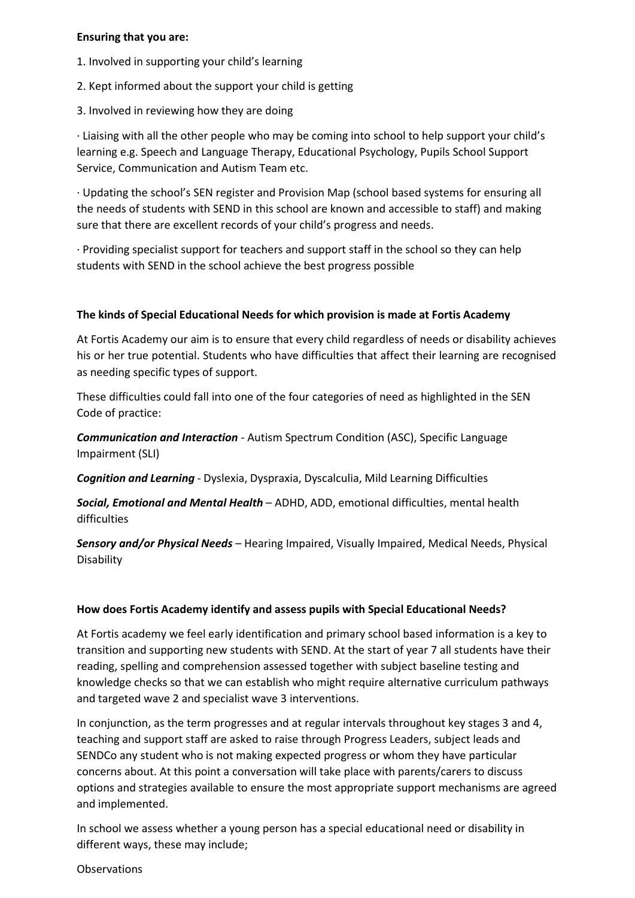**Ensuring that you are:**

1. Involved in supporting your child's learning
2. Kept informed about the support your child is getting
3. Involved in reviewing how they are doing

· Liaising with all the other people who may be coming into school to help support your child's learning e.g. Speech and Language Therapy, Educational Psychology, Pupils School Support Service, Communication and Autism Team etc.

· Updating the school's SEN register and Provision Map (school based systems for ensuring all the needs of students with SEND in this school are known and accessible to staff) and making sure that there are excellent records of your child's progress and needs.

· Providing specialist support for teachers and support staff in the school so they can help students with SEND in the school achieve the best progress possible

**The kinds of Special Educational Needs for which provision is made at Fortis Academy**

At Fortis Academy our aim is to ensure that every child regardless of needs or disability achieves his or her true potential. Students who have difficulties that affect their learning are recognised as needing specific types of support.

These difficulties could fall into one of the four categories of need as highlighted in the SEN Code of practice:

***Communication and Interaction*** - Autism Spectrum Condition (ASC), Specific Language Impairment (SLI)

***Cognition and Learning*** - Dyslexia, Dyspraxia, Dyscalculia, Mild Learning Difficulties

***Social, Emotional and Mental Health*** – ADHD, ADD, emotional difficulties, mental health difficulties

***Sensory and/or Physical Needs*** – Hearing Impaired, Visually Impaired, Medical Needs, Physical Disability

**How does Fortis Academy identify and assess pupils with Special Educational Needs?**

At Fortis academy we feel early identification and primary school based information is a key to transition and supporting new students with SEND. At the start of year 7 all students have their reading, spelling and comprehension assessed together with subject baseline testing and knowledge checks so that we can establish who might require alternative curriculum pathways and targeted wave 2 and specialist wave 3 interventions.

In conjunction, as the term progresses and at regular intervals throughout key stages 3 and 4, teaching and support staff are asked to raise through Progress Leaders, subject leads and SENDCo any student who is not making expected progress or whom they have particular concerns about. At this point a conversation will take place with parents/carers to discuss options and strategies available to ensure the most appropriate support mechanisms are agreed and implemented.

In school we assess whether a young person has a special educational need or disability in different ways, these may include;

Observations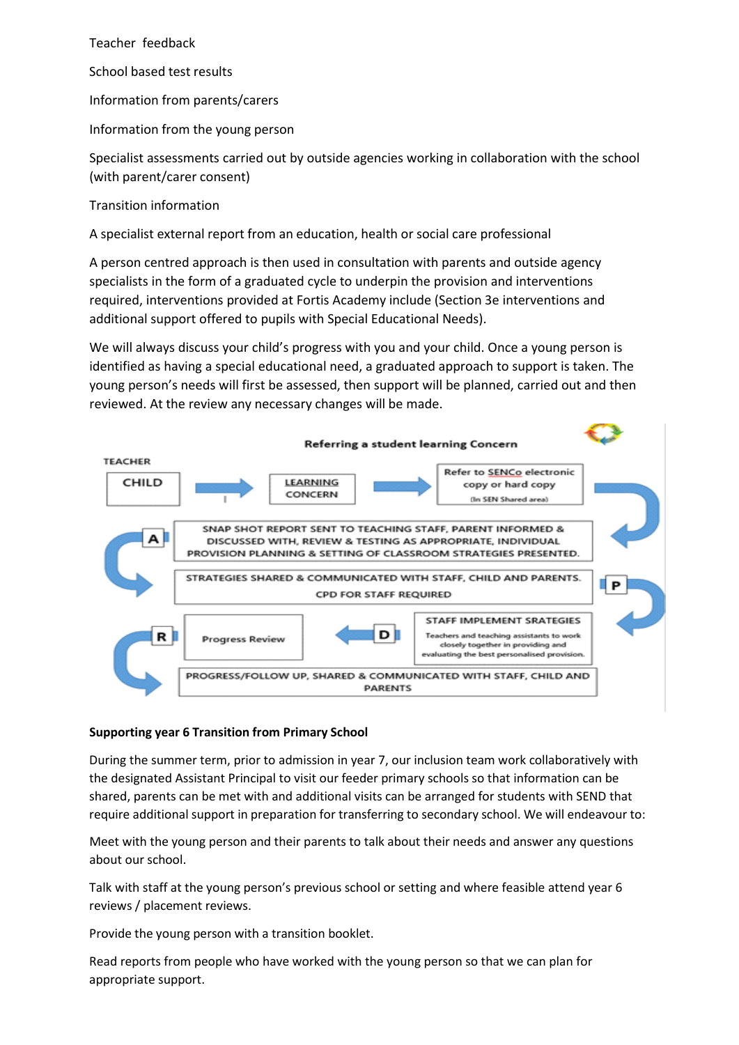Teacher feedback

School based test results

Information from parents/carers

Information from the young person

Specialist assessments carried out by outside agencies working in collaboration with the school (with parent/carer consent)

Transition information

A specialist external report from an education, health or social care professional

A person centred approach is then used in consultation with parents and outside agency specialists in the form of a graduated cycle to underpin the provision and interventions required, interventions provided at Fortis Academy include (Section 3e interventions and additional support offered to pupils with Special Educational Needs).

We will always discuss your child's progress with you and your child. Once a young person is identified as having a special educational need, a graduated approach to support is taken. The young person's needs will first be assessed, then support will be planned, carried out and then reviewed. At the review any necessary changes will be made.

**Referring a student learning Concern**

TEACHER

CHILD → LEARNING CONCERN → Refer to SENCo electronic copy or hard copy (In SEN Shared area)

**A** — SNAP SHOT REPORT SENT TO TEACHING STAFF, PARENT INFORMED & DISCUSSED WITH, REVIEW & TESTING AS APPROPRIATE, INDIVIDUAL PROVISION PLANNING & SETTING OF CLASSROOM STRATEGIES PRESENTED.

STRATEGIES SHARED & COMMUNICATED WITH STAFF, CHILD AND PARENTS. CPD FOR STAFF REQUIRED

**P** — STAFF IMPLEMENT SRATEGIES

Teachers and teaching assistants to work closely together in providing and evaluating the best personalised provision.

**D** — Progress Review

**R** — PROGRESS/FOLLOW UP, SHARED & COMMUNICATED WITH STAFF, CHILD AND PARENTS

**Supporting year 6 Transition from Primary School**

During the summer term, prior to admission in year 7, our inclusion team work collaboratively with the designated Assistant Principal to visit our feeder primary schools so that information can be shared, parents can be met with and additional visits can be arranged for students with SEND that require additional support in preparation for transferring to secondary school. We will endeavour to:

Meet with the young person and their parents to talk about their needs and answer any questions about our school.

Talk with staff at the young person's previous school or setting and where feasible attend year 6 reviews / placement reviews.

Provide the young person with a transition booklet.

Read reports from people who have worked with the young person so that we can plan for appropriate support.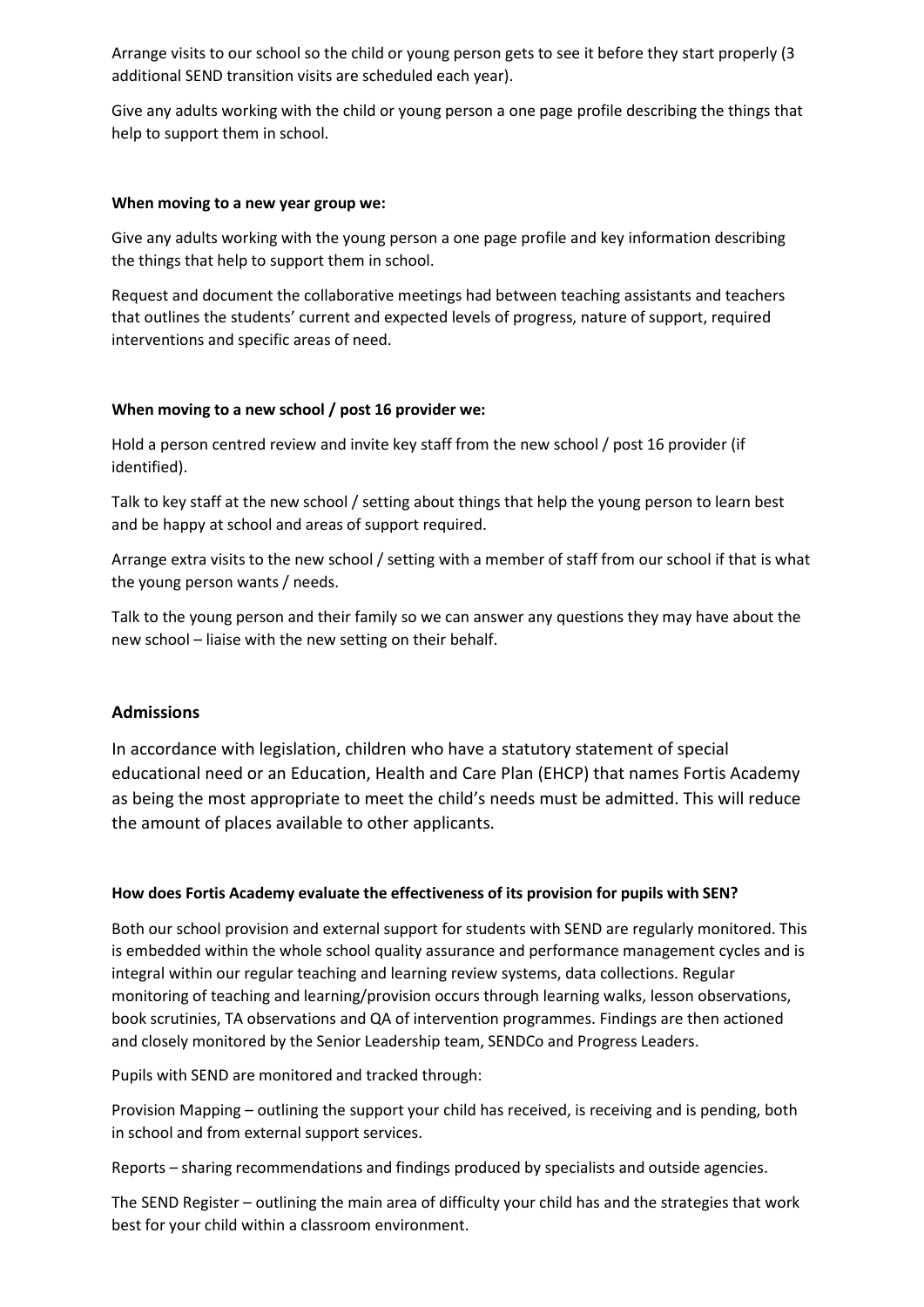Arrange visits to our school so the child or young person gets to see it before they start properly (3 additional SEND transition visits are scheduled each year).

Give any adults working with the child or young person a one page profile describing the things that help to support them in school.

**When moving to a new year group we:**

Give any adults working with the young person a one page profile and key information describing the things that help to support them in school.

Request and document the collaborative meetings had between teaching assistants and teachers that outlines the students' current and expected levels of progress, nature of support, required interventions and specific areas of need.

**When moving to a new school / post 16 provider we:**

Hold a person centred review and invite key staff from the new school / post 16 provider (if identified).

Talk to key staff at the new school / setting about things that help the young person to learn best and be happy at school and areas of support required.

Arrange extra visits to the new school / setting with a member of staff from our school if that is what the young person wants / needs.

Talk to the young person and their family so we can answer any questions they may have about the new school – liaise with the new setting on their behalf.

## Admissions

In accordance with legislation, children who have a statutory statement of special educational need or an Education, Health and Care Plan (EHCP) that names Fortis Academy as being the most appropriate to meet the child's needs must be admitted. This will reduce the amount of places available to other applicants.

**How does Fortis Academy evaluate the effectiveness of its provision for pupils with SEN?**

Both our school provision and external support for students with SEND are regularly monitored. This is embedded within the whole school quality assurance and performance management cycles and is integral within our regular teaching and learning review systems, data collections. Regular monitoring of teaching and learning/provision occurs through learning walks, lesson observations, book scrutinies, TA observations and QA of intervention programmes. Findings are then actioned and closely monitored by the Senior Leadership team, SENDCo and Progress Leaders.

Pupils with SEND are monitored and tracked through:

Provision Mapping – outlining the support your child has received, is receiving and is pending, both in school and from external support services.

Reports – sharing recommendations and findings produced by specialists and outside agencies.

The SEND Register – outlining the main area of difficulty your child has and the strategies that work best for your child within a classroom environment.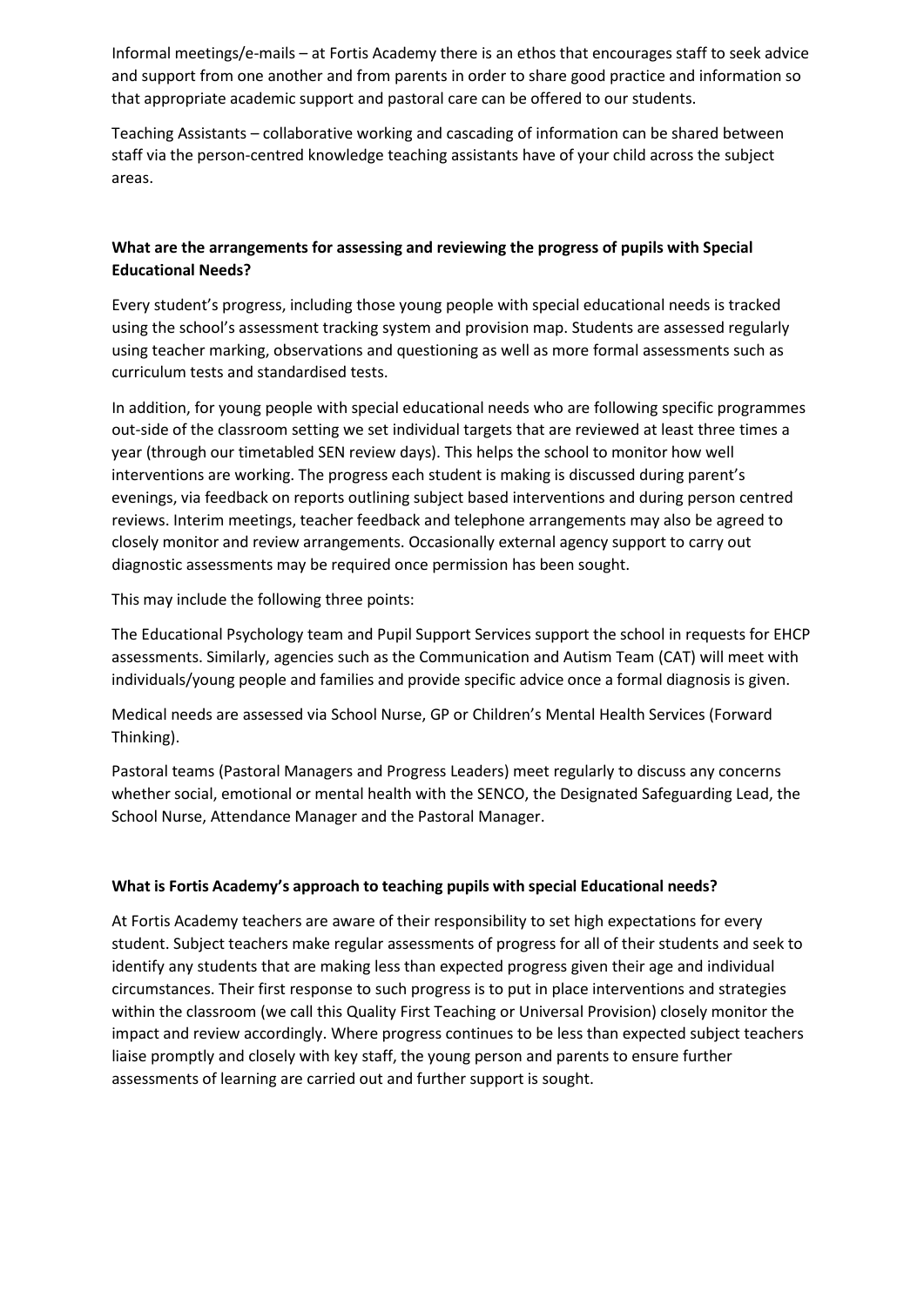Informal meetings/e-mails – at Fortis Academy there is an ethos that encourages staff to seek advice and support from one another and from parents in order to share good practice and information so that appropriate academic support and pastoral care can be offered to our students.

Teaching Assistants – collaborative working and cascading of information can be shared between staff via the person-centred knowledge teaching assistants have of your child across the subject areas.

**What are the arrangements for assessing and reviewing the progress of pupils with Special Educational Needs?**

Every student's progress, including those young people with special educational needs is tracked using the school's assessment tracking system and provision map. Students are assessed regularly using teacher marking, observations and questioning as well as more formal assessments such as curriculum tests and standardised tests.

In addition, for young people with special educational needs who are following specific programmes out-side of the classroom setting we set individual targets that are reviewed at least three times a year (through our timetabled SEN review days). This helps the school to monitor how well interventions are working. The progress each student is making is discussed during parent's evenings, via feedback on reports outlining subject based interventions and during person centred reviews. Interim meetings, teacher feedback and telephone arrangements may also be agreed to closely monitor and review arrangements. Occasionally external agency support to carry out diagnostic assessments may be required once permission has been sought.

This may include the following three points:

The Educational Psychology team and Pupil Support Services support the school in requests for EHCP assessments. Similarly, agencies such as the Communication and Autism Team (CAT) will meet with individuals/young people and families and provide specific advice once a formal diagnosis is given.

Medical needs are assessed via School Nurse, GP or Children's Mental Health Services (Forward Thinking).

Pastoral teams (Pastoral Managers and Progress Leaders) meet regularly to discuss any concerns whether social, emotional or mental health with the SENCO, the Designated Safeguarding Lead, the School Nurse, Attendance Manager and the Pastoral Manager.

**What is Fortis Academy's approach to teaching pupils with special Educational needs?**

At Fortis Academy teachers are aware of their responsibility to set high expectations for every student. Subject teachers make regular assessments of progress for all of their students and seek to identify any students that are making less than expected progress given their age and individual circumstances. Their first response to such progress is to put in place interventions and strategies within the classroom (we call this Quality First Teaching or Universal Provision) closely monitor the impact and review accordingly. Where progress continues to be less than expected subject teachers liaise promptly and closely with key staff, the young person and parents to ensure further assessments of learning are carried out and further support is sought.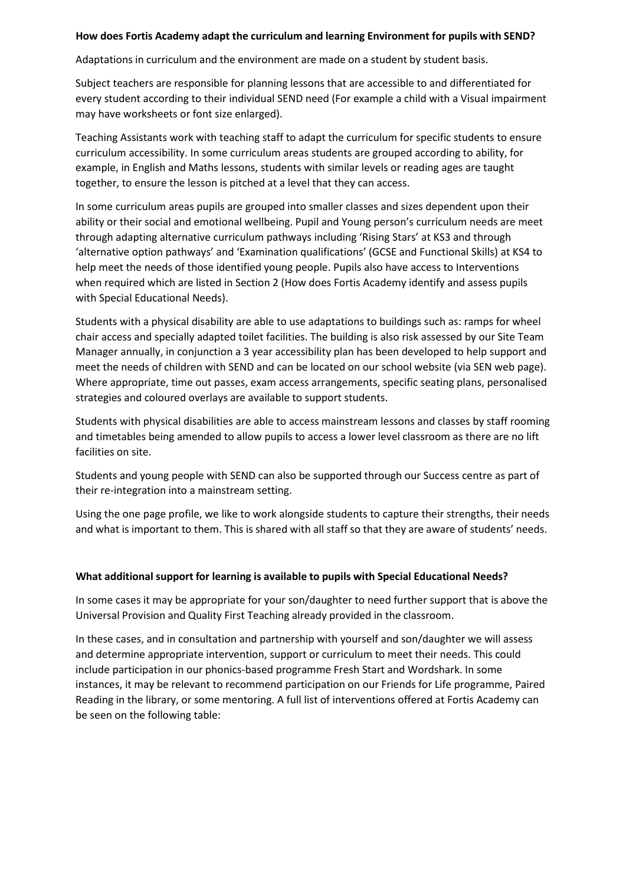**How does Fortis Academy adapt the curriculum and learning Environment for pupils with SEND?**

Adaptations in curriculum and the environment are made on a student by student basis.

Subject teachers are responsible for planning lessons that are accessible to and differentiated for every student according to their individual SEND need (For example a child with a Visual impairment may have worksheets or font size enlarged).

Teaching Assistants work with teaching staff to adapt the curriculum for specific students to ensure curriculum accessibility. In some curriculum areas students are grouped according to ability, for example, in English and Maths lessons, students with similar levels or reading ages are taught together, to ensure the lesson is pitched at a level that they can access.

In some curriculum areas pupils are grouped into smaller classes and sizes dependent upon their ability or their social and emotional wellbeing. Pupil and Young person's curriculum needs are meet through adapting alternative curriculum pathways including 'Rising Stars' at KS3 and through 'alternative option pathways' and 'Examination qualifications' (GCSE and Functional Skills) at KS4 to help meet the needs of those identified young people. Pupils also have access to Interventions when required which are listed in Section 2 (How does Fortis Academy identify and assess pupils with Special Educational Needs).

Students with a physical disability are able to use adaptations to buildings such as: ramps for wheel chair access and specially adapted toilet facilities. The building is also risk assessed by our Site Team Manager annually, in conjunction a 3 year accessibility plan has been developed to help support and meet the needs of children with SEND and can be located on our school website (via SEN web page). Where appropriate, time out passes, exam access arrangements, specific seating plans, personalised strategies and coloured overlays are available to support students.

Students with physical disabilities are able to access mainstream lessons and classes by staff rooming and timetables being amended to allow pupils to access a lower level classroom as there are no lift facilities on site.

Students and young people with SEND can also be supported through our Success centre as part of their re-integration into a mainstream setting.

Using the one page profile, we like to work alongside students to capture their strengths, their needs and what is important to them. This is shared with all staff so that they are aware of students' needs.

**What additional support for learning is available to pupils with Special Educational Needs?**

In some cases it may be appropriate for your son/daughter to need further support that is above the Universal Provision and Quality First Teaching already provided in the classroom.

In these cases, and in consultation and partnership with yourself and son/daughter we will assess and determine appropriate intervention, support or curriculum to meet their needs. This could include participation in our phonics-based programme Fresh Start and Wordshark. In some instances, it may be relevant to recommend participation on our Friends for Life programme, Paired Reading in the library, or some mentoring. A full list of interventions offered at Fortis Academy can be seen on the following table: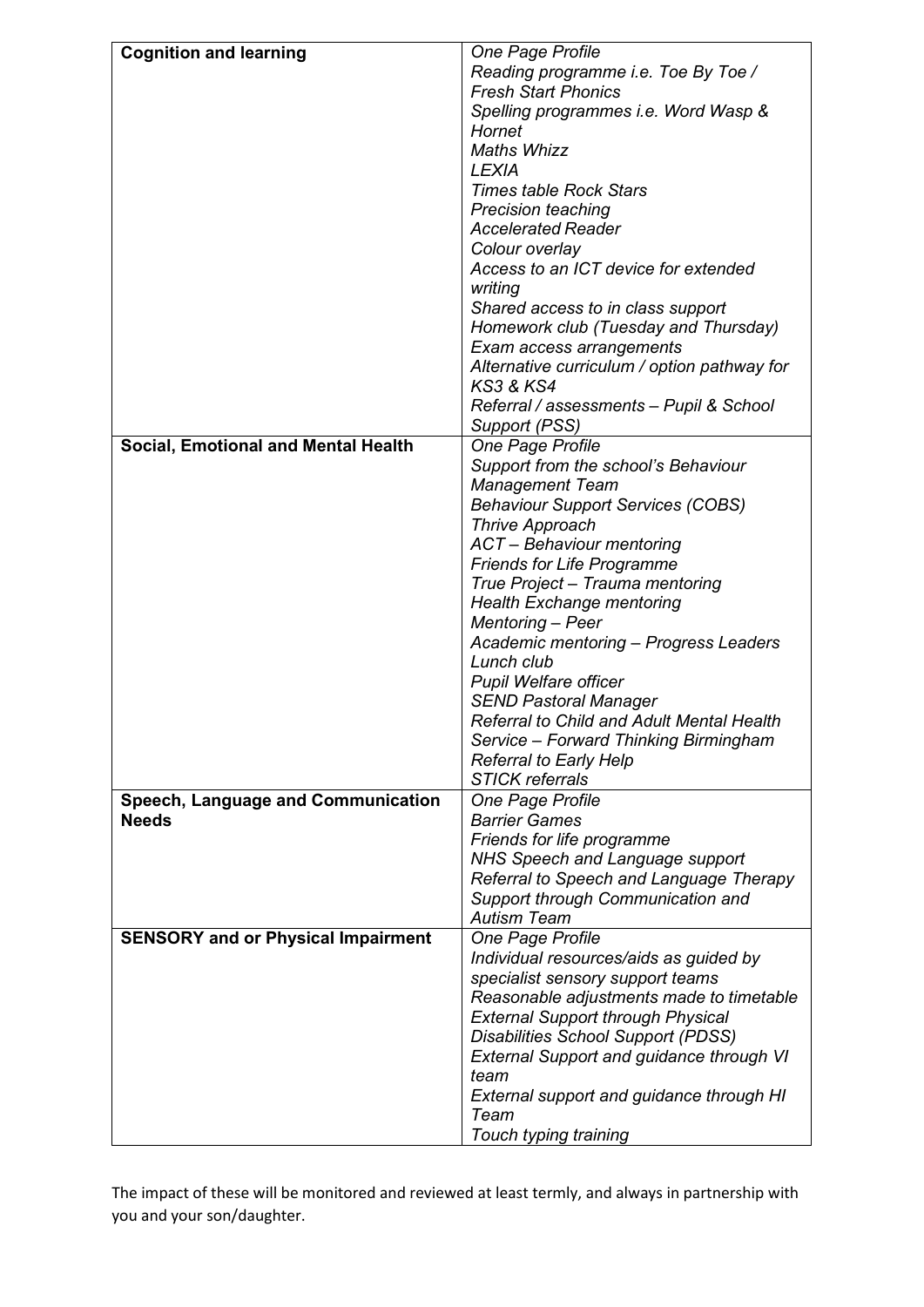| | |
|---|---|
| **Cognition and learning** | *One Page Profile*<br>*Reading programme i.e. Toe By Toe / Fresh Start Phonics*<br>*Spelling programmes i.e. Word Wasp & Hornet*<br>*Maths Whizz*<br>*LEXIA*<br>*Times table Rock Stars*<br>*Precision teaching*<br>*Accelerated Reader*<br>*Colour overlay*<br>*Access to an ICT device for extended writing*<br>*Shared access to in class support*<br>*Homework club (Tuesday and Thursday)*<br>*Exam access arrangements*<br>*Alternative curriculum / option pathway for KS3 & KS4*<br>*Referral / assessments – Pupil & School Support (PSS)* |
| **Social, Emotional and Mental Health** | *One Page Profile*<br>*Support from the school's Behaviour Management Team*<br>*Behaviour Support Services (COBS)*<br>*Thrive Approach*<br>*ACT – Behaviour mentoring*<br>*Friends for Life Programme*<br>*True Project – Trauma mentoring*<br>*Health Exchange mentoring*<br>*Mentoring – Peer*<br>*Academic mentoring – Progress Leaders*<br>*Lunch club*<br>*Pupil Welfare officer*<br>*SEND Pastoral Manager*<br>*Referral to Child and Adult Mental Health Service – Forward Thinking Birmingham*<br>*Referral to Early Help*<br>*STICK referrals* |
| **Speech, Language and Communication Needs** | *One Page Profile*<br>*Barrier Games*<br>*Friends for life programme*<br>*NHS Speech and Language support*<br>*Referral to Speech and Language Therapy*<br>*Support through Communication and Autism Team* |
| **SENSORY and or Physical Impairment** | *One Page Profile*<br>*Individual resources/aids as guided by specialist sensory support teams*<br>*Reasonable adjustments made to timetable*<br>*External Support through Physical Disabilities School Support (PDSS)*<br>*External Support and guidance through VI team*<br>*External support and guidance through HI Team*<br>*Touch typing training* |

The impact of these will be monitored and reviewed at least termly, and always in partnership with you and your son/daughter.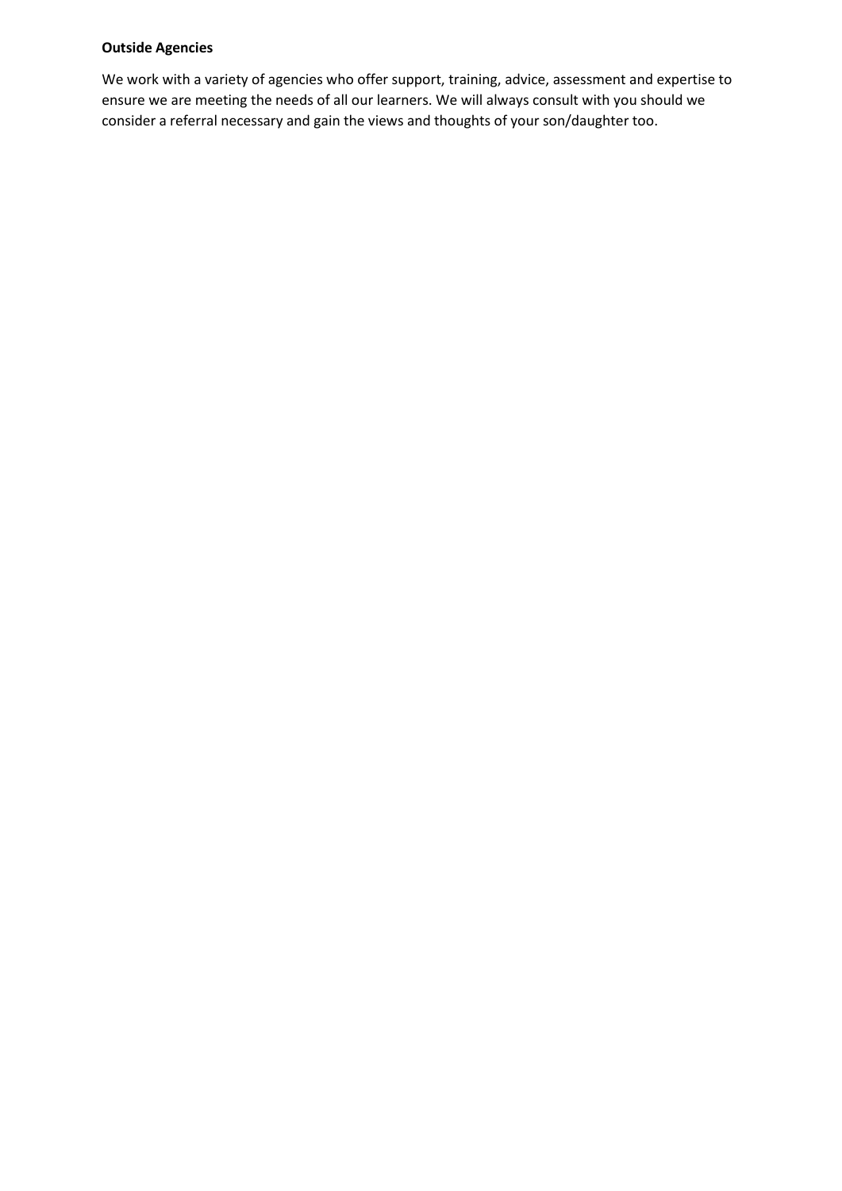**Outside Agencies**

We work with a variety of agencies who offer support, training, advice, assessment and expertise to ensure we are meeting the needs of all our learners. We will always consult with you should we consider a referral necessary and gain the views and thoughts of your son/daughter too.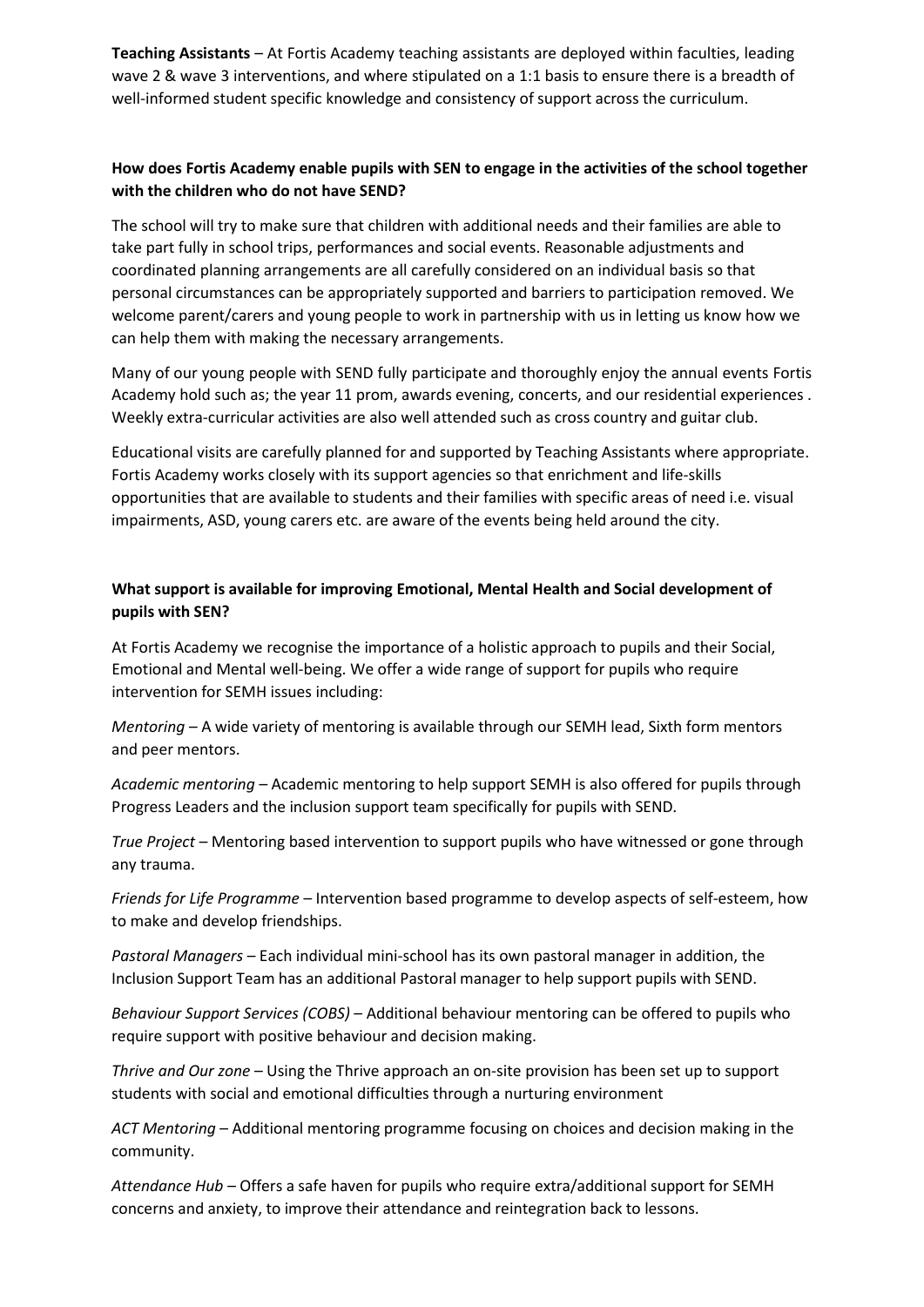**Teaching Assistants** – At Fortis Academy teaching assistants are deployed within faculties, leading wave 2 & wave 3 interventions, and where stipulated on a 1:1 basis to ensure there is a breadth of well-informed student specific knowledge and consistency of support across the curriculum.

**How does Fortis Academy enable pupils with SEN to engage in the activities of the school together with the children who do not have SEND?**

The school will try to make sure that children with additional needs and their families are able to take part fully in school trips, performances and social events. Reasonable adjustments and coordinated planning arrangements are all carefully considered on an individual basis so that personal circumstances can be appropriately supported and barriers to participation removed. We welcome parent/carers and young people to work in partnership with us in letting us know how we can help them with making the necessary arrangements.

Many of our young people with SEND fully participate and thoroughly enjoy the annual events Fortis Academy hold such as; the year 11 prom, awards evening, concerts, and our residential experiences . Weekly extra-curricular activities are also well attended such as cross country and guitar club.

Educational visits are carefully planned for and supported by Teaching Assistants where appropriate. Fortis Academy works closely with its support agencies so that enrichment and life-skills opportunities that are available to students and their families with specific areas of need i.e. visual impairments, ASD, young carers etc. are aware of the events being held around the city.

**What support is available for improving Emotional, Mental Health and Social development of pupils with SEN?**

At Fortis Academy we recognise the importance of a holistic approach to pupils and their Social, Emotional and Mental well-being. We offer a wide range of support for pupils who require intervention for SEMH issues including:

*Mentoring* – A wide variety of mentoring is available through our SEMH lead, Sixth form mentors and peer mentors.

*Academic mentoring* – Academic mentoring to help support SEMH is also offered for pupils through Progress Leaders and the inclusion support team specifically for pupils with SEND.

*True Project* – Mentoring based intervention to support pupils who have witnessed or gone through any trauma.

*Friends for Life Programme* – Intervention based programme to develop aspects of self-esteem, how to make and develop friendships.

*Pastoral Managers* – Each individual mini-school has its own pastoral manager in addition, the Inclusion Support Team has an additional Pastoral manager to help support pupils with SEND.

*Behaviour Support Services (COBS)* – Additional behaviour mentoring can be offered to pupils who require support with positive behaviour and decision making.

*Thrive and Our zone* – Using the Thrive approach an on-site provision has been set up to support students with social and emotional difficulties through a nurturing environment

*ACT Mentoring* – Additional mentoring programme focusing on choices and decision making in the community.

*Attendance Hub* – Offers a safe haven for pupils who require extra/additional support for SEMH concerns and anxiety, to improve their attendance and reintegration back to lessons.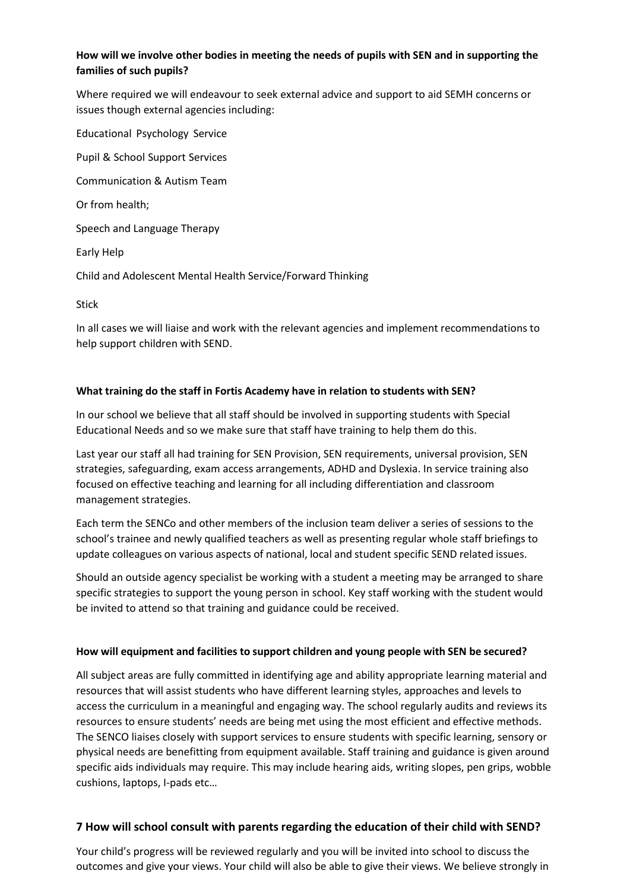**How will we involve other bodies in meeting the needs of pupils with SEN and in supporting the families of such pupils?**

Where required we will endeavour to seek external advice and support to aid SEMH concerns or issues though external agencies including:

Educational Psychology Service

Pupil & School Support Services

Communication & Autism Team

Or from health;

Speech and Language Therapy

Early Help

Child and Adolescent Mental Health Service/Forward Thinking

Stick

In all cases we will liaise and work with the relevant agencies and implement recommendations to help support children with SEND.

**What training do the staff in Fortis Academy have in relation to students with SEN?**

In our school we believe that all staff should be involved in supporting students with Special Educational Needs and so we make sure that staff have training to help them do this.

Last year our staff all had training for SEN Provision, SEN requirements, universal provision, SEN strategies, safeguarding, exam access arrangements, ADHD and Dyslexia. In service training also focused on effective teaching and learning for all including differentiation and classroom management strategies.

Each term the SENCo and other members of the inclusion team deliver a series of sessions to the school's trainee and newly qualified teachers as well as presenting regular whole staff briefings to update colleagues on various aspects of national, local and student specific SEND related issues.

Should an outside agency specialist be working with a student a meeting may be arranged to share specific strategies to support the young person in school. Key staff working with the student would be invited to attend so that training and guidance could be received.

**How will equipment and facilities to support children and young people with SEN be secured?**

All subject areas are fully committed in identifying age and ability appropriate learning material and resources that will assist students who have different learning styles, approaches and levels to access the curriculum in a meaningful and engaging way. The school regularly audits and reviews its resources to ensure students' needs are being met using the most efficient and effective methods. The SENCO liaises closely with support services to ensure students with specific learning, sensory or physical needs are benefitting from equipment available. Staff training and guidance is given around specific aids individuals may require. This may include hearing aids, writing slopes, pen grips, wobble cushions, laptops, I-pads etc…

## 7 How will school consult with parents regarding the education of their child with SEND?

Your child's progress will be reviewed regularly and you will be invited into school to discuss the outcomes and give your views. Your child will also be able to give their views. We believe strongly in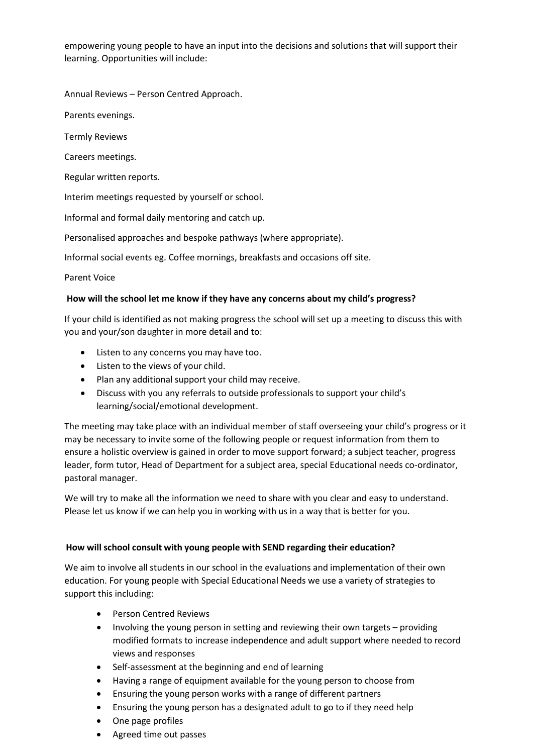empowering young people to have an input into the decisions and solutions that will support their learning. Opportunities will include:

Annual Reviews – Person Centred Approach.

Parents evenings.

Termly Reviews

Careers meetings.

Regular written reports.

Interim meetings requested by yourself or school.

Informal and formal daily mentoring and catch up.

Personalised approaches and bespoke pathways (where appropriate).

Informal social events eg. Coffee mornings, breakfasts and occasions off site.

Parent Voice

**How will the school let me know if they have any concerns about my child's progress?**

If your child is identified as not making progress the school will set up a meeting to discuss this with you and your/son daughter in more detail and to:

- Listen to any concerns you may have too.
- Listen to the views of your child.
- Plan any additional support your child may receive.
- Discuss with you any referrals to outside professionals to support your child's learning/social/emotional development.

The meeting may take place with an individual member of staff overseeing your child's progress or it may be necessary to invite some of the following people or request information from them to ensure a holistic overview is gained in order to move support forward; a subject teacher, progress leader, form tutor, Head of Department for a subject area, special Educational needs co-ordinator, pastoral manager.

We will try to make all the information we need to share with you clear and easy to understand. Please let us know if we can help you in working with us in a way that is better for you.

**How will school consult with young people with SEND regarding their education?**

We aim to involve all students in our school in the evaluations and implementation of their own education. For young people with Special Educational Needs we use a variety of strategies to support this including:

- Person Centred Reviews
- Involving the young person in setting and reviewing their own targets – providing modified formats to increase independence and adult support where needed to record views and responses
- Self-assessment at the beginning and end of learning
- Having a range of equipment available for the young person to choose from
- Ensuring the young person works with a range of different partners
- Ensuring the young person has a designated adult to go to if they need help
- One page profiles
- Agreed time out passes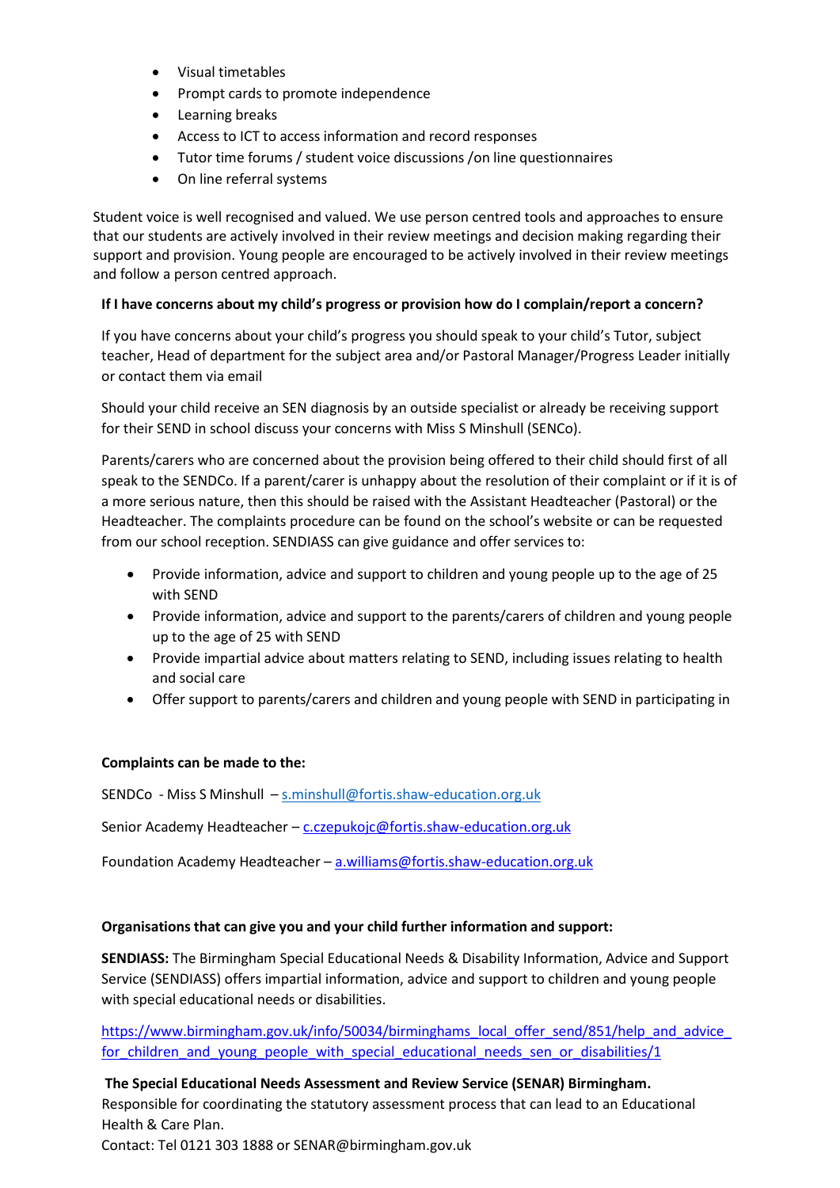- Visual timetables
- Prompt cards to promote independence
- Learning breaks
- Access to ICT to access information and record responses
- Tutor time forums / student voice discussions /on line questionnaires
- On line referral systems

Student voice is well recognised and valued. We use person centred tools and approaches to ensure that our students are actively involved in their review meetings and decision making regarding their support and provision. Young people are encouraged to be actively involved in their review meetings and follow a person centred approach.

**If I have concerns about my child's progress or provision how do I complain/report a concern?**

If you have concerns about your child's progress you should speak to your child's Tutor, subject teacher, Head of department for the subject area and/or Pastoral Manager/Progress Leader initially or contact them via email

Should your child receive an SEN diagnosis by an outside specialist or already be receiving support for their SEND in school discuss your concerns with Miss S Minshull (SENCo).

Parents/carers who are concerned about the provision being offered to their child should first of all speak to the SENDCo. If a parent/carer is unhappy about the resolution of their complaint or if it is of a more serious nature, then this should be raised with the Assistant Headteacher (Pastoral) or the Headteacher. The complaints procedure can be found on the school's website or can be requested from our school reception. SENDIASS can give guidance and offer services to:

- Provide information, advice and support to children and young people up to the age of 25 with SEND
- Provide information, advice and support to the parents/carers of children and young people up to the age of 25 with SEND
- Provide impartial advice about matters relating to SEND, including issues relating to health and social care
- Offer support to parents/carers and children and young people with SEND in participating in

**Complaints can be made to the:**

SENDCo - Miss S Minshull – s.minshull@fortis.shaw-education.org.uk

Senior Academy Headteacher – c.czepukojc@fortis.shaw-education.org.uk

Foundation Academy Headteacher – a.williams@fortis.shaw-education.org.uk

**Organisations that can give you and your child further information and support:**

**SENDIASS:** The Birmingham Special Educational Needs & Disability Information, Advice and Support Service (SENDIASS) offers impartial information, advice and support to children and young people with special educational needs or disabilities.

https://www.birmingham.gov.uk/info/50034/birminghams_local_offer_send/851/help_and_advice_for_children_and_young_people_with_special_educational_needs_sen_or_disabilities/1

**The Special Educational Needs Assessment and Review Service (SENAR) Birmingham.**
Responsible for coordinating the statutory assessment process that can lead to an Educational Health & Care Plan.
Contact: Tel 0121 303 1888 or SENAR@birmingham.gov.uk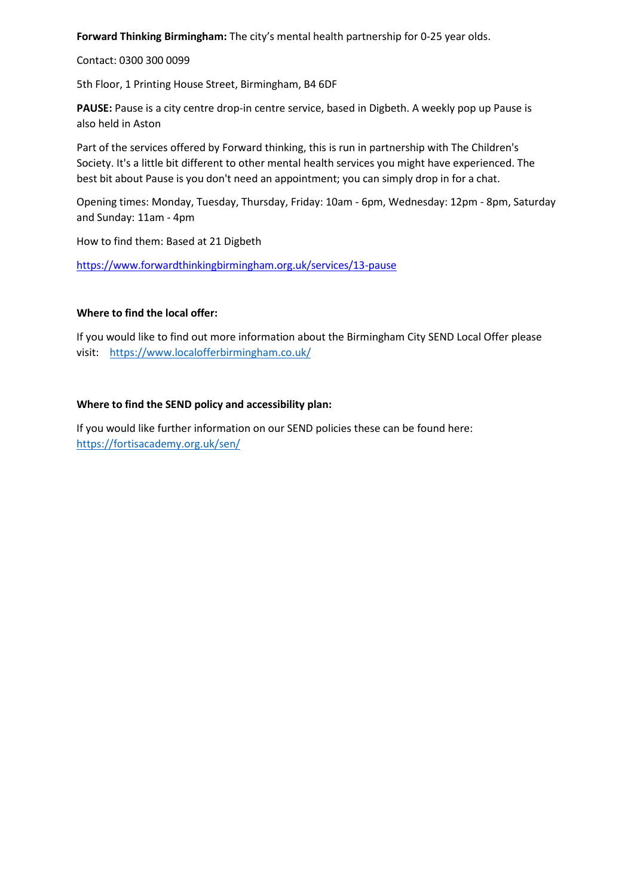**Forward Thinking Birmingham:** The city's mental health partnership for 0-25 year olds.

Contact: 0300 300 0099

5th Floor, 1 Printing House Street, Birmingham, B4 6DF

**PAUSE:** Pause is a city centre drop-in centre service, based in Digbeth. A weekly pop up Pause is also held in Aston

Part of the services offered by Forward thinking, this is run in partnership with The Children's Society. It's a little bit different to other mental health services you might have experienced. The best bit about Pause is you don't need an appointment; you can simply drop in for a chat.

Opening times: Monday, Tuesday, Thursday, Friday: 10am - 6pm, Wednesday: 12pm - 8pm, Saturday and Sunday: 11am - 4pm

How to find them: Based at 21 Digbeth

https://www.forwardthinkingbirmingham.org.uk/services/13-pause

**Where to find the local offer:**

If you would like to find out more information about the Birmingham City SEND Local Offer please visit: https://www.localofferbirmingham.co.uk/

**Where to find the SEND policy and accessibility plan:**

If you would like further information on our SEND policies these can be found here: https://fortisacademy.org.uk/sen/